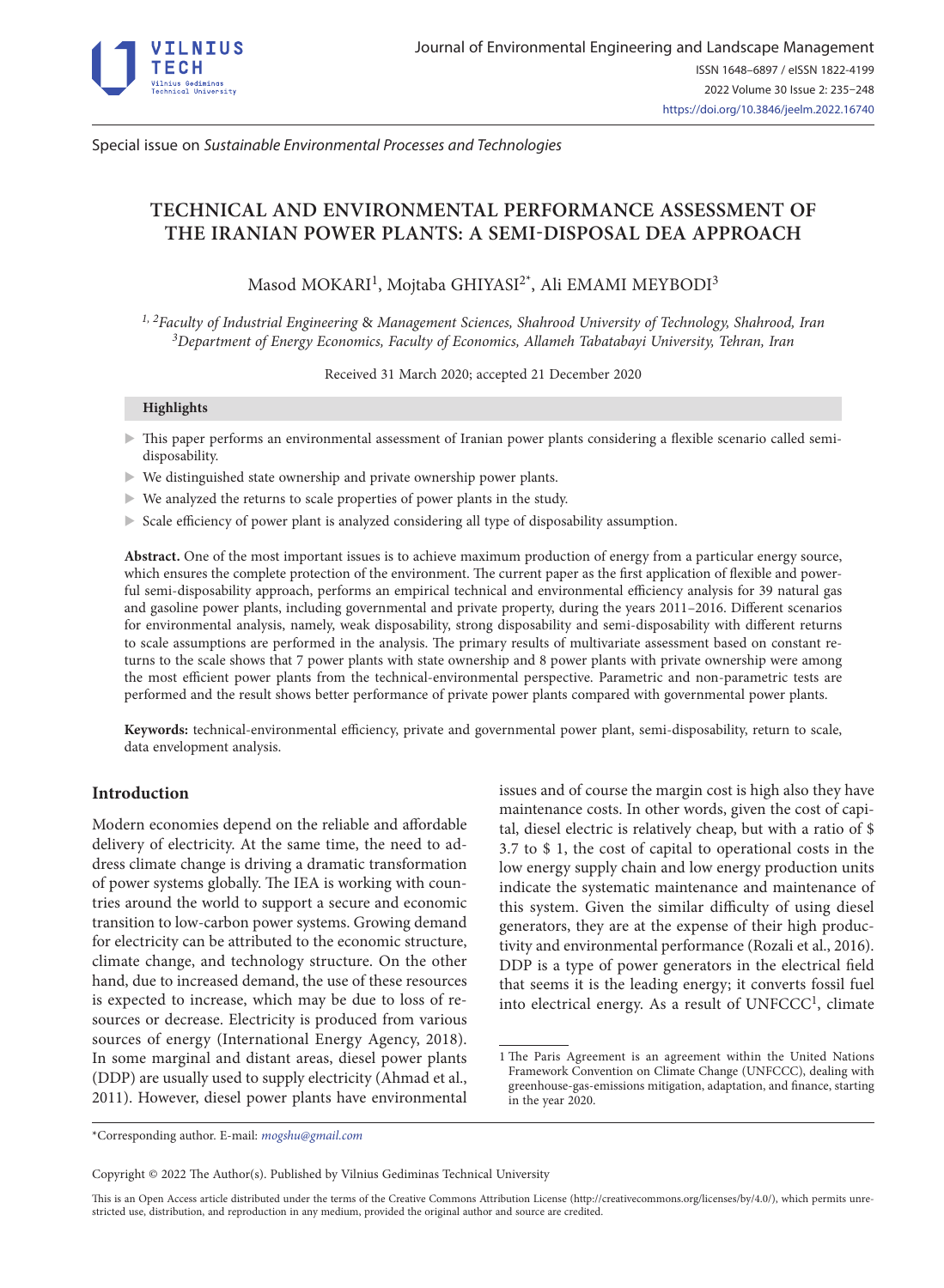Special issue on *Sustainable Environmental Processes and Technologies*

# TECHNICAL AND ENVIRONMENTAL PERFORMANCE ASSESSMENT OF THE IRANIAN POWER PLANTS: A SEMI-DISPOSAL DEA APPROACH

Masod MOKARI[1], Mojtaba GHIYASI[2*], Ali EMAMI MEYBODI[3]

[1, 2]*Faculty of Industrial Engineering & Management Sciences, Shahrood University of Technology, Shahrood, Iran*
[3]*Department of Energy Economics, Faculty of Economics, Allameh Tabatabayi University, Tehran, Iran*

Received 31 March 2020; accepted 21 December 2020

**Highlights**

- This paper performs an environmental assessment of Iranian power plants considering a flexible scenario called semi-disposability.
- We distinguished state ownership and private ownership power plants.
- We analyzed the returns to scale properties of power plants in the study.
- Scale efficiency of power plant is analyzed considering all type of disposability assumption.

**Abstract.** One of the most important issues is to achieve maximum production of energy from a particular energy source, which ensures the complete protection of the environment. The current paper as the first application of flexible and powerful semi-disposability approach, performs an empirical technical and environmental efficiency analysis for 39 natural gas and gasoline power plants, including governmental and private property, during the years 2011–2016. Different scenarios for environmental analysis, namely, weak disposability, strong disposability and semi-disposability with different returns to scale assumptions are performed in the analysis. The primary results of multivariate assessment based on constant returns to the scale shows that 7 power plants with state ownership and 8 power plants with private ownership were among the most efficient power plants from the technical-environmental perspective. Parametric and non-parametric tests are performed and the result shows better performance of private power plants compared with governmental power plants.

**Keywords:** technical-environmental efficiency, private and governmental power plant, semi-disposability, return to scale, data envelopment analysis.

## Introduction

Modern economies depend on the reliable and affordable delivery of electricity. At the same time, the need to address climate change is driving a dramatic transformation of power systems globally. The IEA is working with countries around the world to support a secure and economic transition to low-carbon power systems. Growing demand for electricity can be attributed to the economic structure, climate change, and technology structure. On the other hand, due to increased demand, the use of these resources is expected to increase, which may be due to loss of resources or decrease. Electricity is produced from various sources of energy (International Energy Agency, 2018). In some marginal and distant areas, diesel power plants (DDP) are usually used to supply electricity (Ahmad et al., 2011). However, diesel power plants have environmental issues and of course the margin cost is high also they have maintenance costs. In other words, given the cost of capital, diesel electric is relatively cheap, but with a ratio of $ 3.7 to $ 1, the cost of capital to operational costs in the low energy supply chain and low energy production units indicate the systematic maintenance and maintenance of this system. Given the similar difficulty of using diesel generators, they are at the expense of their high productivity and environmental performance (Rozali et al., 2016). DDP is a type of power generators in the electrical field that seems it is the leading energy; it converts fossil fuel into electrical energy. As a result of UNFCCC[1], climate

[1] The Paris Agreement is an agreement within the United Nations Framework Convention on Climate Change (UNFCCC), dealing with greenhouse-gas-emissions mitigation, adaptation, and finance, starting in the year 2020.

*Corresponding author. E-mail: *mogshu@gmail.com*

Copyright © 2022 The Author(s). Published by Vilnius Gediminas Technical University

This is an Open Access article distributed under the terms of the Creative Commons Attribution License (http://creativecommons.org/licenses/by/4.0/), which permits unrestricted use, distribution, and reproduction in any medium, provided the original author and source are credited.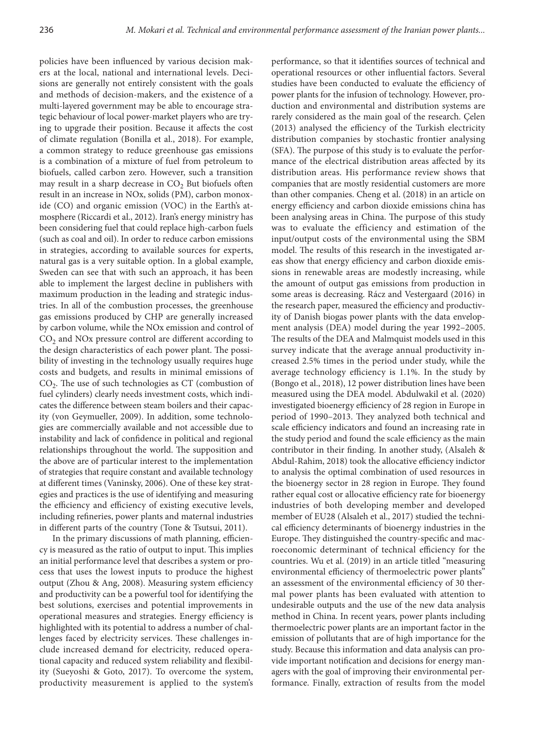policies have been influenced by various decision makers at the local, national and international levels. Decisions are generally not entirely consistent with the goals and methods of decision-makers, and the existence of a multi-layered government may be able to encourage strategic behaviour of local power-market players who are trying to upgrade their position. Because it affects the cost of climate regulation (Bonilla et al., 2018). For example, a common strategy to reduce greenhouse gas emissions is a combination of a mixture of fuel from petroleum to biofuels, called carbon zero. However, such a transition may result in a sharp decrease in $CO_2$ But biofuels often result in an increase in NOx, solids (PM), carbon monoxide (CO) and organic emission (VOC) in the Earth's atmosphere (Riccardi et al., 2012). Iran's energy ministry has been considering fuel that could replace high-carbon fuels (such as coal and oil). In order to reduce carbon emissions in strategies, according to available sources for experts, natural gas is a very suitable option. In a global example, Sweden can see that with such an approach, it has been able to implement the largest decline in publishers with maximum production in the leading and strategic industries. In all of the combustion processes, the greenhouse gas emissions produced by CHP are generally increased by carbon volume, while the NOx emission and control of $CO_2$ and NOx pressure control are different according to the design characteristics of each power plant. The possibility of investing in the technology usually requires huge costs and budgets, and results in minimal emissions of $CO_2$. The use of such technologies as CT (combustion of fuel cylinders) clearly needs investment costs, which indicates the difference between steam boilers and their capacity (von Geymueller, 2009). In addition, some technologies are commercially available and not accessible due to instability and lack of confidence in political and regional relationships throughout the world. The supposition and the above are of particular interest to the implementation of strategies that require constant and available technology at different times (Vaninsky, 2006). One of these key strategies and practices is the use of identifying and measuring the efficiency and efficiency of existing executive levels, including refineries, power plants and maternal industries in different parts of the country (Tone & Tsutsui, 2011).

In the primary discussions of math planning, efficiency is measured as the ratio of output to input. This implies an initial performance level that describes a system or process that uses the lowest inputs to produce the highest output (Zhou & Ang, 2008). Measuring system efficiency and productivity can be a powerful tool for identifying the best solutions, exercises and potential improvements in operational measures and strategies. Energy efficiency is highlighted with its potential to address a number of challenges faced by electricity services. These challenges include increased demand for electricity, reduced operational capacity and reduced system reliability and flexibility (Sueyoshi & Goto, 2017). To overcome the system, productivity measurement is applied to the system's performance, so that it identifies sources of technical and operational resources or other influential factors. Several studies have been conducted to evaluate the efficiency of power plants for the infusion of technology. However, production and environmental and distribution systems are rarely considered as the main goal of the research. Çelen (2013) analysed the efficiency of the Turkish electricity distribution companies by stochastic frontier analysing (SFA). The purpose of this study is to evaluate the performance of the electrical distribution areas affected by its distribution areas. His performance review shows that companies that are mostly residential customers are more than other companies. Cheng et al. (2018) in an article on energy efficiency and carbon dioxide emissions china has been analysing areas in China. The purpose of this study was to evaluate the efficiency and estimation of the input/output costs of the environmental using the SBM model. The results of this research in the investigated areas show that energy efficiency and carbon dioxide emissions in renewable areas are modestly increasing, while the amount of output gas emissions from production in some areas is decreasing. Rácz and Vestergaard (2016) in the research paper, measured the efficiency and productivity of Danish biogas power plants with the data envelopment analysis (DEA) model during the year 1992–2005. The results of the DEA and Malmquist models used in this survey indicate that the average annual productivity increased 2.5% times in the period under study, while the average technology efficiency is 1.1%. In the study by (Bongo et al., 2018), 12 power distribution lines have been measured using the DEA model. Abdulwakil et al. (2020) investigated bioenergy efficiency of 28 region in Europe in period of 1990–2013. They analyzed both technical and scale efficiency indicators and found an increasing rate in the study period and found the scale efficiency as the main contributor in their finding. In another study, (Alsaleh & Abdul-Rahim, 2018) took the allocative efficiency indictor to analysis the optimal combination of used resources in the bioenergy sector in 28 region in Europe. They found rather equal cost or allocative efficiency rate for bioenergy industries of both developing member and developed member of EU28 (Alsaleh et al., 2017) studied the technical efficiency determinants of bioenergy industries in the Europe. They distinguished the country-specific and macroeconomic determinant of technical efficiency for the countries. Wu et al. (2019) in an article titled "measuring environmental efficiency of thermoelectric power plants" an assessment of the environmental efficiency of 30 thermal power plants has been evaluated with attention to undesirable outputs and the use of the new data analysis method in China. In recent years, power plants including thermoelectric power plants are an important factor in the emission of pollutants that are of high importance for the study. Because this information and data analysis can provide important notification and decisions for energy managers with the goal of improving their environmental performance. Finally, extraction of results from the model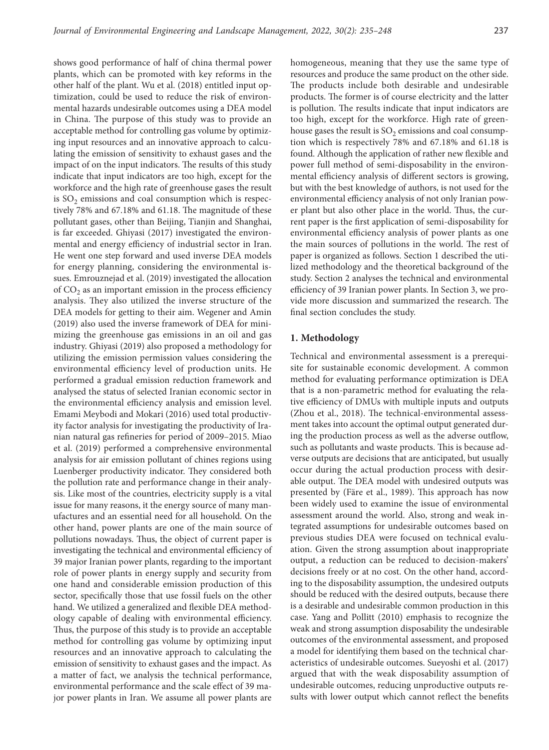shows good performance of half of china thermal power plants, which can be promoted with key reforms in the other half of the plant. Wu et al. (2018) entitled input optimization, could be used to reduce the risk of environmental hazards undesirable outcomes using a DEA model in China. The purpose of this study was to provide an acceptable method for controlling gas volume by optimizing input resources and an innovative approach to calculating the emission of sensitivity to exhaust gases and the impact of on the input indicators. The results of this study indicate that input indicators are too high, except for the workforce and the high rate of greenhouse gases the result is $SO_2$ emissions and coal consumption which is respectively 78% and 67.18% and 61.18. The magnitude of these pollutant gases, other than Beijing, Tianjin and Shanghai, is far exceeded. Ghiyasi (2017) investigated the environmental and energy efficiency of industrial sector in Iran. He went one step forward and used inverse DEA models for energy planning, considering the environmental issues. Emrouznejad et al. (2019) investigated the allocation of $CO_2$ as an important emission in the process efficiency analysis. They also utilized the inverse structure of the DEA models for getting to their aim. Wegener and Amin (2019) also used the inverse framework of DEA for minimizing the greenhouse gas emissions in an oil and gas industry. Ghiyasi (2019) also proposed a methodology for utilizing the emission permission values considering the environmental efficiency level of production units. He performed a gradual emission reduction framework and analysed the status of selected Iranian economic sector in the environmental efficiency analysis and emission level. Emami Meybodi and Mokari (2016) used total productivity factor analysis for investigating the productivity of Iranian natural gas refineries for period of 2009–2015. Miao et al. (2019) performed a comprehensive environmental analysis for air emission pollutant of chines regions using Luenberger productivity indicator. They considered both the pollution rate and performance change in their analysis. Like most of the countries, electricity supply is a vital issue for many reasons, it the energy source of many manufactures and an essential need for all household. On the other hand, power plants are one of the main source of pollutions nowadays. Thus, the object of current paper is investigating the technical and environmental efficiency of 39 major Iranian power plants, regarding to the important role of power plants in energy supply and security from one hand and considerable emission production of this sector, specifically those that use fossil fuels on the other hand. We utilized a generalized and flexible DEA methodology capable of dealing with environmental efficiency. Thus, the purpose of this study is to provide an acceptable method for controlling gas volume by optimizing input resources and an innovative approach to calculating the emission of sensitivity to exhaust gases and the impact. As a matter of fact, we analyse the technical performance, environmental performance and the scale effect of 39 major power plants in Iran. We assume all power plants are homogeneous, meaning that they use the same type of resources and produce the same product on the other side. The products include both desirable and undesirable products. The former is of course electricity and the latter is pollution. The results indicate that input indicators are too high, except for the workforce. High rate of greenhouse gases the result is $SO_2$ emissions and coal consumption which is respectively 78% and 67.18% and 61.18 is found. Although the application of rather new flexible and power full method of semi-disposability in the environmental efficiency analysis of different sectors is growing, but with the best knowledge of authors, is not used for the environmental efficiency analysis of not only Iranian power plant but also other place in the world. Thus, the current paper is the first application of semi-disposability for environmental efficiency analysis of power plants as one the main sources of pollutions in the world. The rest of paper is organized as follows. Section 1 described the utilized methodology and the theoretical background of the study. Section 2 analyses the technical and environmental efficiency of 39 Iranian power plants. In Section 3, we provide more discussion and summarized the research. The final section concludes the study.

## 1. Methodology

Technical and environmental assessment is a prerequisite for sustainable economic development. A common method for evaluating performance optimization is DEA that is a non-parametric method for evaluating the relative efficiency of DMUs with multiple inputs and outputs (Zhou et al., 2018). The technical-environmental assessment takes into account the optimal output generated during the production process as well as the adverse outflow, such as pollutants and waste products. This is because adverse outputs are decisions that are anticipated, but usually occur during the actual production process with desirable output. The DEA model with undesired outputs was presented by (Färe et al., 1989). This approach has now been widely used to examine the issue of environmental assessment around the world. Also, strong and weak integrated assumptions for undesirable outcomes based on previous studies DEA were focused on technical evaluation. Given the strong assumption about inappropriate output, a reduction can be reduced to decision-makers' decisions freely or at no cost. On the other hand, according to the disposability assumption, the undesired outputs should be reduced with the desired outputs, because there is a desirable and undesirable common production in this case. Yang and Pollitt (2010) emphasis to recognize the weak and strong assumption disposability the undesirable outcomes of the environmental assessment, and proposed a model for identifying them based on the technical characteristics of undesirable outcomes. Sueyoshi et al. (2017) argued that with the weak disposability assumption of undesirable outcomes, reducing unproductive outputs results with lower output which cannot reflect the benefits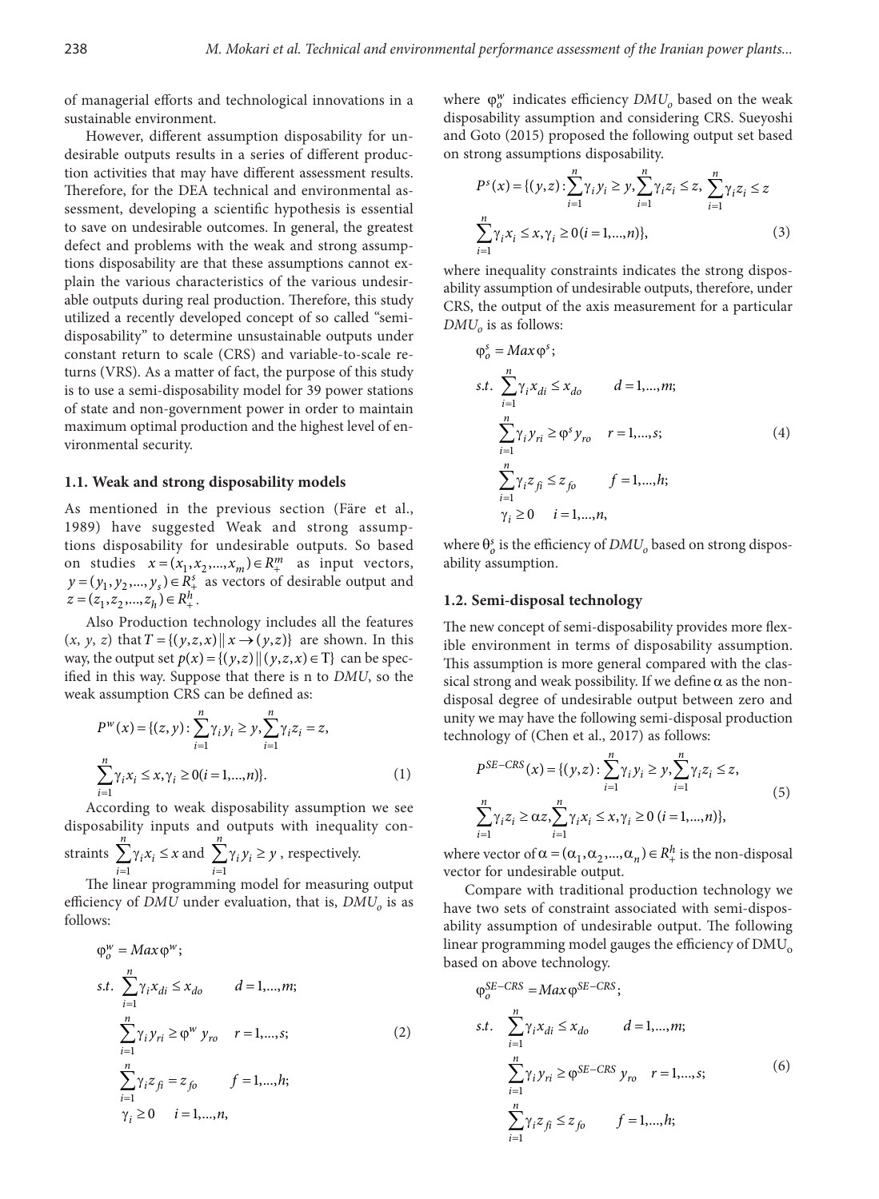of managerial efforts and technological innovations in a sustainable environment.

However, different assumption disposability for undesirable outputs results in a series of different production activities that may have different assessment results. Therefore, for the DEA technical and environmental assessment, developing a scientific hypothesis is essential to save on undesirable outcomes. In general, the greatest defect and problems with the weak and strong assumptions disposability are that these assumptions cannot explain the various characteristics of the various undesirable outputs during real production. Therefore, this study utilized a recently developed concept of so called "semi-disposability" to determine unsustainable outputs under constant return to scale (CRS) and variable-to-scale returns (VRS). As a matter of fact, the purpose of this study is to use a semi-disposability model for 39 power stations of state and non-government power in order to maintain maximum optimal production and the highest level of environmental security.

### 1.1. Weak and strong disposability models

As mentioned in the previous section (Färe et al., 1989) have suggested Weak and strong assumptions disposability for undesirable outputs. So based on studies $x=(x_1,x_2,...,x_m)\in R_+^m$ as input vectors, $y=(y_1,y_2,...,y_s)\in R_+^s$ as vectors of desirable output and $z=(z_1,z_2,...,z_h)\in R_+^h$.

Also Production technology includes all the features $(x, y, z)$ that $T=\{(y,z,x)\|\, x\rightarrow(y,z)\}$ are shown. In this way, the output set $p(x)=\{(y,z)\|\,(y,z,x)\in \mathrm{T}\}$ can be specified in this way. Suppose that there is n to *DMU*, so the weak assumption CRS can be defined as:

$$P^w(x)=\{(z,y):\sum_{i=1}^{n}\gamma_i y_i\geq y,\sum_{i=1}^{n}\gamma_i z_i=z,$$
$$\sum_{i=1}^{n}\gamma_i x_i\leq x,\gamma_i\geq 0(i=1,...,n)\}. \tag{1}$$

According to weak disposability assumption we see disposability inputs and outputs with inequality constraints $\sum_{i=1}^{n}\gamma_i x_i\leq x$ and $\sum_{i=1}^{n}\gamma_i y_i\geq y$, respectively.

The linear programming model for measuring output efficiency of *DMU* under evaluation, that is, $DMU_o$ is as follows:

$$\begin{aligned}
&\varphi_o^w=Max\,\varphi^w;\\
&s.t.\ \sum_{i=1}^{n}\gamma_i x_{di}\leq x_{do}\qquad d=1,...,m;\\
&\sum_{i=1}^{n}\gamma_i y_{ri}\geq\varphi^w\,y_{ro}\quad r=1,...,s;\\
&\sum_{i=1}^{n}\gamma_i z_{fi}=z_{fo}\qquad f=1,...,h;\\
&\gamma_i\geq 0\quad i=1,...,n,
\end{aligned} \tag{2}$$

where $\varphi_o^w$ indicates efficiency $DMU_o$ based on the weak disposability assumption and considering CRS. Sueyoshi and Goto (2015) proposed the following output set based on strong assumptions disposability.

$$P^s(x)=\{(y,z):\sum_{i=1}^{n}\gamma_i y_i\geq y,\sum_{i=1}^{n}\gamma_i z_i\leq z,\ \sum_{i=1}^{n}\gamma_i z_i\leq z$$
$$\sum_{i=1}^{n}\gamma_i x_i\leq x,\gamma_i\geq 0(i=1,...,n)\}, \tag{3}$$

where inequality constraints indicates the strong disposability assumption of undesirable outputs, therefore, under CRS, the output of the axis measurement for a particular $DMU_o$ is as follows:

$$\begin{aligned}
&\varphi_o^s=Max\,\varphi^s;\\
&s.t.\ \sum_{i=1}^{n}\gamma_i x_{di}\leq x_{do}\qquad d=1,...,m;\\
&\sum_{i=1}^{n}\gamma_i y_{ri}\geq\varphi^s y_{ro}\quad r=1,...,s;\\
&\sum_{i=1}^{n}\gamma_i z_{fi}\leq z_{fo}\qquad f=1,...,h;\\
&\gamma_i\geq 0\quad i=1,...,n,
\end{aligned} \tag{4}$$

where $\theta_o^s$ is the efficiency of $DMU_o$ based on strong disposability assumption.

### 1.2. Semi-disposal technology

The new concept of semi-disposability provides more flexible environment in terms of disposability assumption. This assumption is more general compared with the classical strong and weak possibility. If we define $\alpha$ as the non-disposal degree of undesirable output between zero and unity we may have the following semi-disposal production technology of (Chen et al., 2017) as follows:

$$P^{SE-CRS}(x)=\{(y,z):\sum_{i=1}^{n}\gamma_i y_i\geq y,\sum_{i=1}^{n}\gamma_i z_i\leq z,$$
$$\sum_{i=1}^{n}\gamma_i z_i\geq\alpha z,\sum_{i=1}^{n}\gamma_i x_i\leq x,\gamma_i\geq 0\ (i=1,...,n)\}, \tag{5}$$

where vector of $\alpha=(\alpha_1,\alpha_2,...,\alpha_n)\in R_+^h$ is the non-disposal vector for undesirable output.

Compare with traditional production technology we have two sets of constraint associated with semi-disposability assumption of undesirable output. The following linear programming model gauges the efficiency of $DMU_o$ based on above technology.

$$\begin{aligned}
&\varphi_o^{SE-CRS}=Max\,\varphi^{SE-CRS};\\
&s.t.\ \sum_{i=1}^{n}\gamma_i x_{di}\leq x_{do}\qquad d=1,...,m;\\
&\sum_{i=1}^{n}\gamma_i y_{ri}\geq\varphi^{SE-CRS}\,y_{ro}\quad r=1,...,s;\\
&\sum_{i=1}^{n}\gamma_i z_{fi}\leq z_{fo}\qquad f=1,...,h;
\end{aligned} \tag{6}$$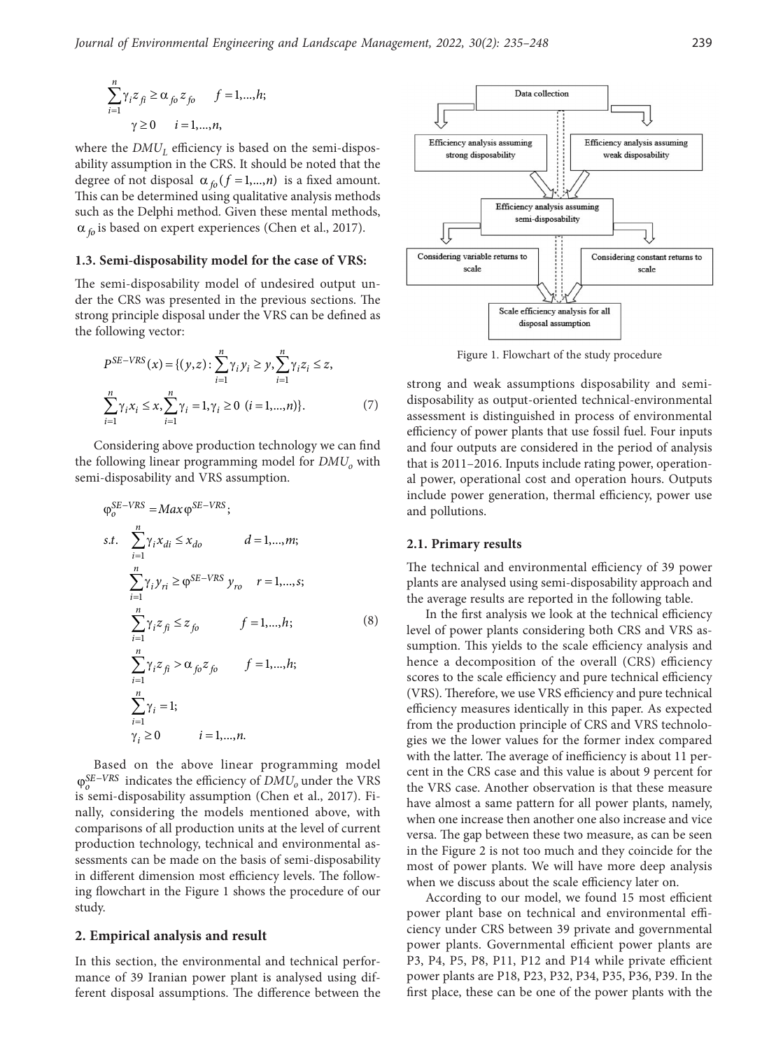$$\sum_{i=1}^{n} \gamma_i z_{fi} \geq \alpha_{fo} z_{fo} \quad f = 1,...,h;$$

$$\gamma \geq 0 \quad i = 1,...,n,$$

where the $DMU_L$ efficiency is based on the semi-disposability assumption in the CRS. It should be noted that the degree of not disposal $\alpha_{fo}(f = 1,...,n)$ is a fixed amount. This can be determined using qualitative analysis methods such as the Delphi method. Given these mental methods, $\alpha_{fo}$ is based on expert experiences (Chen et al., 2017).

### 1.3. Semi-disposability model for the case of VRS:

The semi-disposability model of undesired output under the CRS was presented in the previous sections. The strong principle disposal under the VRS can be defined as the following vector:

$$P^{SE-VRS}(x) = \{(y,z) : \sum_{i=1}^{n} \gamma_i y_i \geq y, \sum_{i=1}^{n} \gamma_i z_i \leq z,$$

$$\sum_{i=1}^{n} \gamma_i x_i \leq x, \sum_{i=1}^{n} \gamma_i = 1, \gamma_i \geq 0 \ (i = 1,...,n)\}. \quad (7)$$

Considering above production technology we can find the following linear programming model for $DMU_o$ with semi-disposability and VRS assumption.

$$\varphi_o^{SE-VRS} = Max\, \varphi^{SE-VRS};$$

$$s.t. \quad \sum_{i=1}^{n} \gamma_i x_{di} \leq x_{do} \quad d = 1,...,m;$$

$$\sum_{i=1}^{n} \gamma_i y_{ri} \geq \varphi^{SE-VRS} y_{ro} \quad r = 1,...,s;$$

$$\sum_{i=1}^{n} \gamma_i z_{fi} \leq z_{fo} \quad f = 1,...,h; \quad (8)$$

$$\sum_{i=1}^{n} \gamma_i z_{fi} > \alpha_{fo} z_{fo} \quad f = 1,...,h;$$

$$\sum_{i=1}^{n} \gamma_i = 1;$$

$$\gamma_i \geq 0 \quad i = 1,...,n.$$

Based on the above linear programming model $\varphi_o^{SE-VRS}$ indicates the efficiency of $DMU_o$ under the VRS is semi-disposability assumption (Chen et al., 2017). Finally, considering the models mentioned above, with comparisons of all production units at the level of current production technology, technical and environmental assessments can be made on the basis of semi-disposability in different dimension most efficiency levels. The following flowchart in the Figure 1 shows the procedure of our study.

## 2. Empirical analysis and result

In this section, the environmental and technical performance of 39 Iranian power plant is analysed using different disposal assumptions. The difference between the strong and weak assumptions disposability and semi-disposability as output-oriented technical-environmental assessment is distinguished in process of environmental efficiency of power plants that use fossil fuel. Four inputs and four outputs are considered in the period of analysis that is 2011–2016. Inputs include rating power, operational power, operational cost and operation hours. Outputs include power generation, thermal efficiency, power use and pollutions.

Data collection

Efficiency analysis assuming strong disposability

Efficiency analysis assuming weak disposability

Efficiency analysis assuming semi-disposability

Considering variable returns to scale

Considering constant returns to scale

Scale efficiency analysis for all disposal assumption

Figure 1. Flowchart of the study procedure

### 2.1. Primary results

The technical and environmental efficiency of 39 power plants are analysed using semi-disposability approach and the average results are reported in the following table.

In the first analysis we look at the technical efficiency level of power plants considering both CRS and VRS assumption. This yields to the scale efficiency analysis and hence a decomposition of the overall (CRS) efficiency scores to the scale efficiency and pure technical efficiency (VRS). Therefore, we use VRS efficiency and pure technical efficiency measures identically in this paper. As expected from the production principle of CRS and VRS technologies we the lower values for the former index compared with the latter. The average of inefficiency is about 11 percent in the CRS case and this value is about 9 percent for the VRS case. Another observation is that these measure have almost a same pattern for all power plants, namely, when one increase then another one also increase and vice versa. The gap between these two measure, as can be seen in the Figure 2 is not too much and they coincide for the most of power plants. We will have more deep analysis when we discuss about the scale efficiency later on.

According to our model, we found 15 most efficient power plant base on technical and environmental efficiency under CRS between 39 private and governmental power plants. Governmental efficient power plants are P3, P4, P5, P8, P11, P12 and P14 while private efficient power plants are P18, P23, P32, P34, P35, P36, P39. In the first place, these can be one of the power plants with the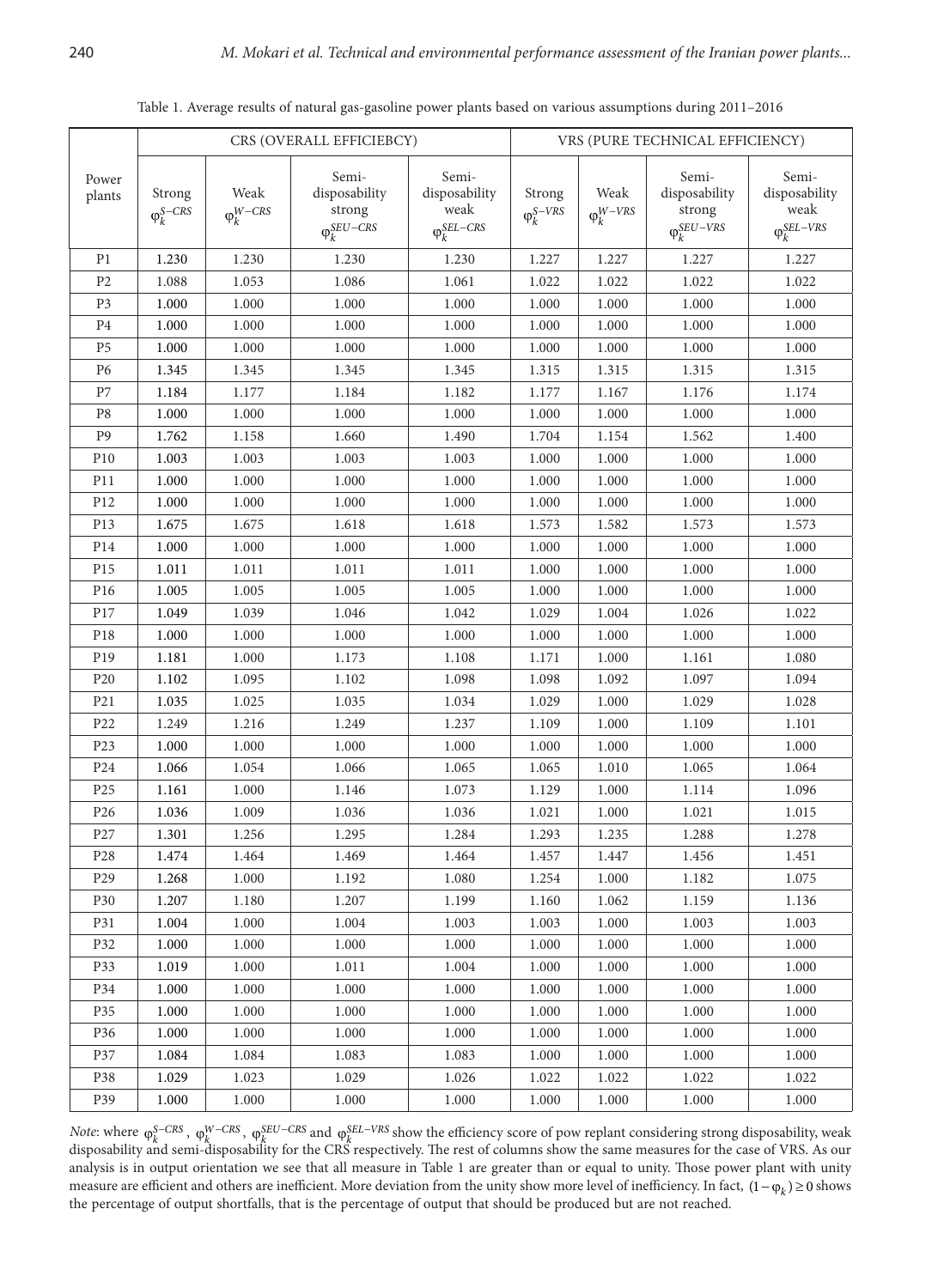Table 1. Average results of natural gas-gasoline power plants based on various assumptions during 2011–2016

| Power plants | CRS (OVERALL EFFICIEBCY) | | | | VRS (PURE TECHNICAL EFFICIENCY) | | | |
|---|---|---|---|---|---|---|---|---|
| | Strong $\varphi_k^{S-CRS}$ | Weak $\varphi_k^{W-CRS}$ | Semi-disposability strong $\varphi_k^{SEU-CRS}$ | Semi-disposability weak $\varphi_k^{SEL-CRS}$ | Strong $\varphi_k^{S-VRS}$ | Weak $\varphi_k^{W-VRS}$ | Semi-disposability strong $\varphi_k^{SEU-VRS}$ | Semi-disposability weak $\varphi_k^{SEL-VRS}$ |
| P1 | 1.230 | 1.230 | 1.230 | 1.230 | 1.227 | 1.227 | 1.227 | 1.227 |
| P2 | 1.088 | 1.053 | 1.086 | 1.061 | 1.022 | 1.022 | 1.022 | 1.022 |
| P3 | 1.000 | 1.000 | 1.000 | 1.000 | 1.000 | 1.000 | 1.000 | 1.000 |
| P4 | 1.000 | 1.000 | 1.000 | 1.000 | 1.000 | 1.000 | 1.000 | 1.000 |
| P5 | 1.000 | 1.000 | 1.000 | 1.000 | 1.000 | 1.000 | 1.000 | 1.000 |
| P6 | 1.345 | 1.345 | 1.345 | 1.345 | 1.315 | 1.315 | 1.315 | 1.315 |
| P7 | 1.184 | 1.177 | 1.184 | 1.182 | 1.177 | 1.167 | 1.176 | 1.174 |
| P8 | 1.000 | 1.000 | 1.000 | 1.000 | 1.000 | 1.000 | 1.000 | 1.000 |
| P9 | 1.762 | 1.158 | 1.660 | 1.490 | 1.704 | 1.154 | 1.562 | 1.400 |
| P10 | 1.003 | 1.003 | 1.003 | 1.003 | 1.000 | 1.000 | 1.000 | 1.000 |
| P11 | 1.000 | 1.000 | 1.000 | 1.000 | 1.000 | 1.000 | 1.000 | 1.000 |
| P12 | 1.000 | 1.000 | 1.000 | 1.000 | 1.000 | 1.000 | 1.000 | 1.000 |
| P13 | 1.675 | 1.675 | 1.618 | 1.618 | 1.573 | 1.582 | 1.573 | 1.573 |
| P14 | 1.000 | 1.000 | 1.000 | 1.000 | 1.000 | 1.000 | 1.000 | 1.000 |
| P15 | 1.011 | 1.011 | 1.011 | 1.011 | 1.000 | 1.000 | 1.000 | 1.000 |
| P16 | 1.005 | 1.005 | 1.005 | 1.005 | 1.000 | 1.000 | 1.000 | 1.000 |
| P17 | 1.049 | 1.039 | 1.046 | 1.042 | 1.029 | 1.004 | 1.026 | 1.022 |
| P18 | 1.000 | 1.000 | 1.000 | 1.000 | 1.000 | 1.000 | 1.000 | 1.000 |
| P19 | 1.181 | 1.000 | 1.173 | 1.108 | 1.171 | 1.000 | 1.161 | 1.080 |
| P20 | 1.102 | 1.095 | 1.102 | 1.098 | 1.098 | 1.092 | 1.097 | 1.094 |
| P21 | 1.035 | 1.025 | 1.035 | 1.034 | 1.029 | 1.000 | 1.029 | 1.028 |
| P22 | 1.249 | 1.216 | 1.249 | 1.237 | 1.109 | 1.000 | 1.109 | 1.101 |
| P23 | 1.000 | 1.000 | 1.000 | 1.000 | 1.000 | 1.000 | 1.000 | 1.000 |
| P24 | 1.066 | 1.054 | 1.066 | 1.065 | 1.065 | 1.010 | 1.065 | 1.064 |
| P25 | 1.161 | 1.000 | 1.146 | 1.073 | 1.129 | 1.000 | 1.114 | 1.096 |
| P26 | 1.036 | 1.009 | 1.036 | 1.036 | 1.021 | 1.000 | 1.021 | 1.015 |
| P27 | 1.301 | 1.256 | 1.295 | 1.284 | 1.293 | 1.235 | 1.288 | 1.278 |
| P28 | 1.474 | 1.464 | 1.469 | 1.464 | 1.457 | 1.447 | 1.456 | 1.451 |
| P29 | 1.268 | 1.000 | 1.192 | 1.080 | 1.254 | 1.000 | 1.182 | 1.075 |
| P30 | 1.207 | 1.180 | 1.207 | 1.199 | 1.160 | 1.062 | 1.159 | 1.136 |
| P31 | 1.004 | 1.000 | 1.004 | 1.003 | 1.003 | 1.000 | 1.003 | 1.003 |
| P32 | 1.000 | 1.000 | 1.000 | 1.000 | 1.000 | 1.000 | 1.000 | 1.000 |
| P33 | 1.019 | 1.000 | 1.011 | 1.004 | 1.000 | 1.000 | 1.000 | 1.000 |
| P34 | 1.000 | 1.000 | 1.000 | 1.000 | 1.000 | 1.000 | 1.000 | 1.000 |
| P35 | 1.000 | 1.000 | 1.000 | 1.000 | 1.000 | 1.000 | 1.000 | 1.000 |
| P36 | 1.000 | 1.000 | 1.000 | 1.000 | 1.000 | 1.000 | 1.000 | 1.000 |
| P37 | 1.084 | 1.084 | 1.083 | 1.083 | 1.000 | 1.000 | 1.000 | 1.000 |
| P38 | 1.029 | 1.023 | 1.029 | 1.026 | 1.022 | 1.022 | 1.022 | 1.022 |
| P39 | 1.000 | 1.000 | 1.000 | 1.000 | 1.000 | 1.000 | 1.000 | 1.000 |

*Note*: where $\varphi_k^{S-CRS}$, $\varphi_k^{W-CRS}$, $\varphi_k^{SEU-CRS}$ and $\varphi_k^{SEL-VRS}$ show the efficiency score of pow replant considering strong disposability, weak disposability and semi-disposability for the CRS respectively. The rest of columns show the same measures for the case of VRS. As our analysis is in output orientation we see that all measure in Table 1 are greater than or equal to unity. Those power plant with unity measure are efficient and others are inefficient. More deviation from the unity show more level of inefficiency. In fact, $(1-\varphi_k) \geq 0$ shows the percentage of output shortfalls, that is the percentage of output that should be produced but are not reached.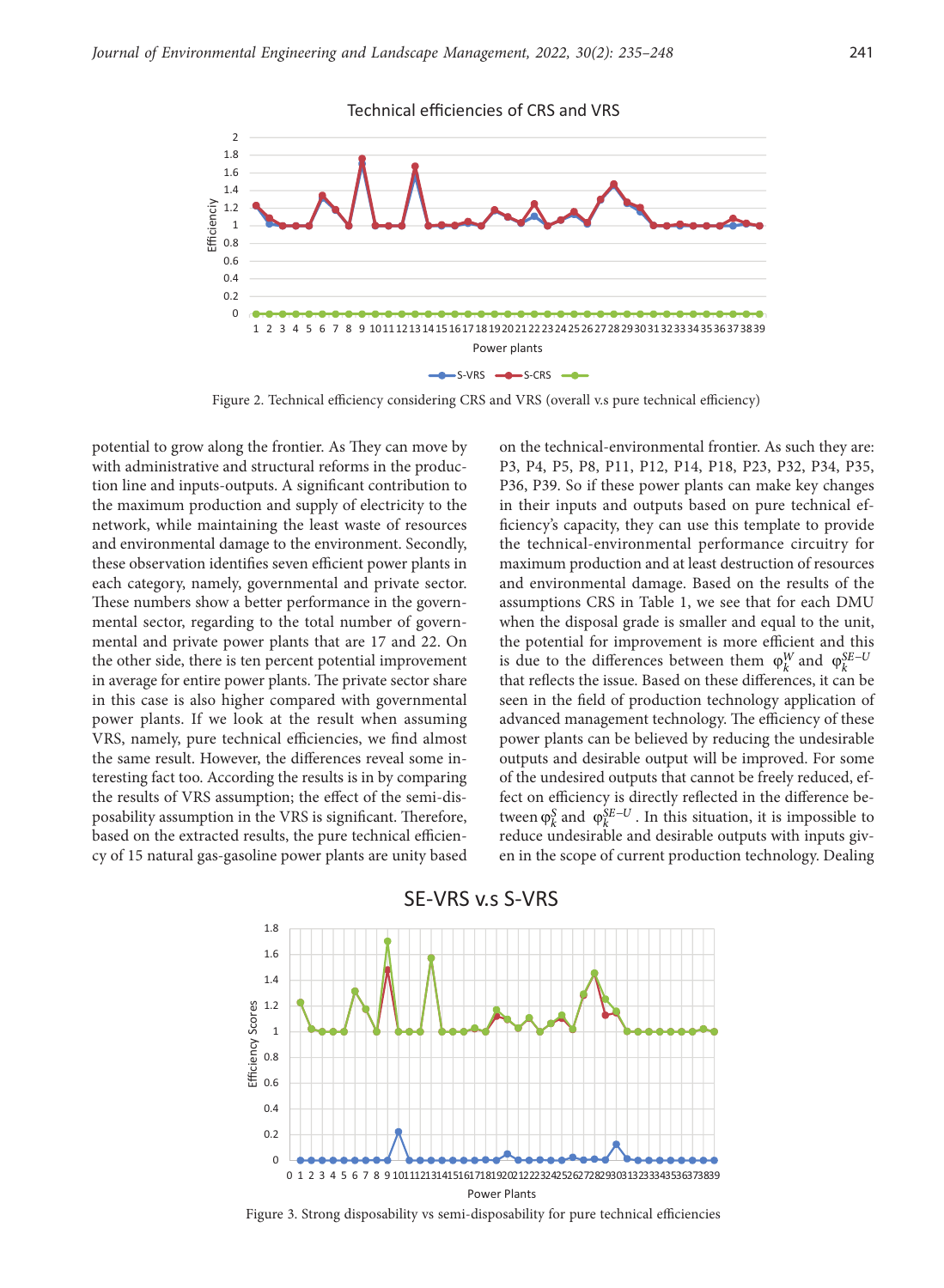Figure 2. Technical efficiency considering CRS and VRS (overall v.s pure technical efficiency)

potential to grow along the frontier. As They can move by with administrative and structural reforms in the production line and inputs-outputs. A significant contribution to the maximum production and supply of electricity to the network, while maintaining the least waste of resources and environmental damage to the environment. Secondly, these observation identifies seven efficient power plants in each category, namely, governmental and private sector. These numbers show a better performance in the governmental sector, regarding to the total number of governmental and private power plants that are 17 and 22. On the other side, there is ten percent potential improvement in average for entire power plants. The private sector share in this case is also higher compared with governmental power plants. If we look at the result when assuming VRS, namely, pure technical efficiencies, we find almost the same result. However, the differences reveal some interesting fact too. According the results is in by comparing the results of VRS assumption; the effect of the semi-disposability assumption in the VRS is significant. Therefore, based on the extracted results, the pure technical efficiency of 15 natural gas-gasoline power plants are unity based on the technical-environmental frontier. As such they are: P3, P4, P5, P8, P11, P12, P14, P18, P23, P32, P34, P35, P36, P39. So if these power plants can make key changes in their inputs and outputs based on pure technical efficiency's capacity, they can use this template to provide the technical-environmental performance circuitry for maximum production and at least destruction of resources and environmental damage. Based on the results of the assumptions CRS in Table 1, we see that for each DMU when the disposal grade is smaller and equal to the unit, the potential for improvement is more efficient and this is due to the differences between them $\varphi_k^W$ and $\varphi_k^{SE-U}$ that reflects the issue. Based on these differences, it can be seen in the field of production technology application of advanced management technology. The efficiency of these power plants can be believed by reducing the undesirable outputs and desirable output will be improved. For some of the undesired outputs that cannot be freely reduced, effect on efficiency is directly reflected in the difference between $\varphi_k^S$ and $\varphi_k^{SE-U}$. In this situation, it is impossible to reduce undesirable and desirable outputs with inputs given in the scope of current production technology. Dealing

Figure 3. Strong disposability vs semi-disposability for pure technical efficiencies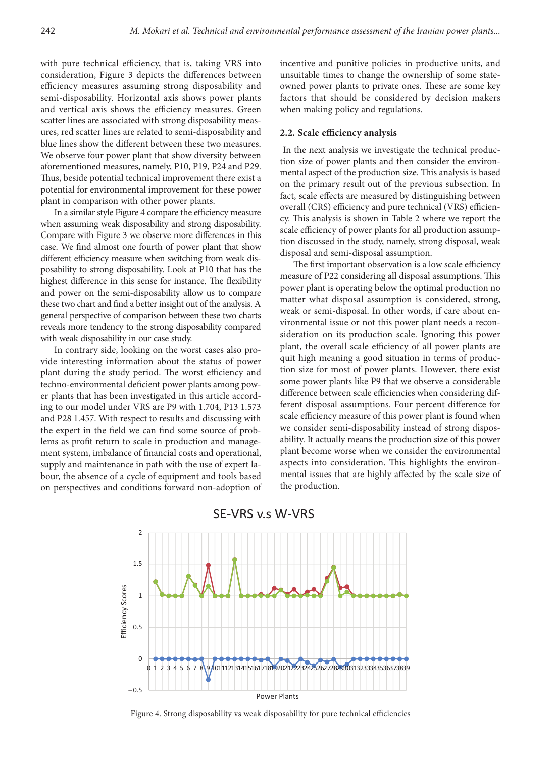with pure technical efficiency, that is, taking VRS into consideration, Figure 3 depicts the differences between efficiency measures assuming strong disposability and semi-disposability. Horizontal axis shows power plants and vertical axis shows the efficiency measures. Green scatter lines are associated with strong disposability measures, red scatter lines are related to semi-disposability and blue lines show the different between these two measures. We observe four power plant that show diversity between aforementioned measures, namely, P10, P19, P24 and P29. Thus, beside potential technical improvement there exist a potential for environmental improvement for these power plant in comparison with other power plants.

In a similar style Figure 4 compare the efficiency measure when assuming weak disposability and strong disposability. Compare with Figure 3 we observe more differences in this case. We find almost one fourth of power plant that show different efficiency measure when switching from weak disposability to strong disposability. Look at P10 that has the highest difference in this sense for instance. The flexibility and power on the semi-disposability allow us to compare these two chart and find a better insight out of the analysis. A general perspective of comparison between these two charts reveals more tendency to the strong disposability compared with weak disposability in our case study.

In contrary side, looking on the worst cases also provide interesting information about the status of power plant during the study period. The worst efficiency and techno-environmental deficient power plants among power plants that has been investigated in this article according to our model under VRS are P9 with 1.704, P13 1.573 and P28 1.457. With respect to results and discussing with the expert in the field we can find some source of problems as profit return to scale in production and management system, imbalance of financial costs and operational, supply and maintenance in path with the use of expert labour, the absence of a cycle of equipment and tools based on perspectives and conditions forward non-adoption of incentive and punitive policies in productive units, and unsuitable times to change the ownership of some state-owned power plants to private ones. These are some key factors that should be considered by decision makers when making policy and regulations.

### 2.2. Scale efficiency analysis

In the next analysis we investigate the technical production size of power plants and then consider the environmental aspect of the production size. This analysis is based on the primary result out of the previous subsection. In fact, scale effects are measured by distinguishing between overall (CRS) efficiency and pure technical (VRS) efficiency. This analysis is shown in Table 2 where we report the scale efficiency of power plants for all production assumption discussed in the study, namely, strong disposal, weak disposal and semi-disposal assumption.

The first important observation is a low scale efficiency measure of P22 considering all disposal assumptions. This power plant is operating below the optimal production no matter what disposal assumption is considered, strong, weak or semi-disposal. In other words, if care about environmental issue or not this power plant needs a reconsideration on its production scale. Ignoring this power plant, the overall scale efficiency of all power plants are quit high meaning a good situation in terms of production size for most of power plants. However, there exist some power plants like P9 that we observe a considerable difference between scale efficiencies when considering different disposal assumptions. Four percent difference for scale efficiency measure of this power plant is found when we consider semi-disposability instead of strong disposability. It actually means the production size of this power plant become worse when we consider the environmental aspects into consideration. This highlights the environmental issues that are highly affected by the scale size of the production.

Figure 4. Strong disposability vs weak disposability for pure technical efficiencies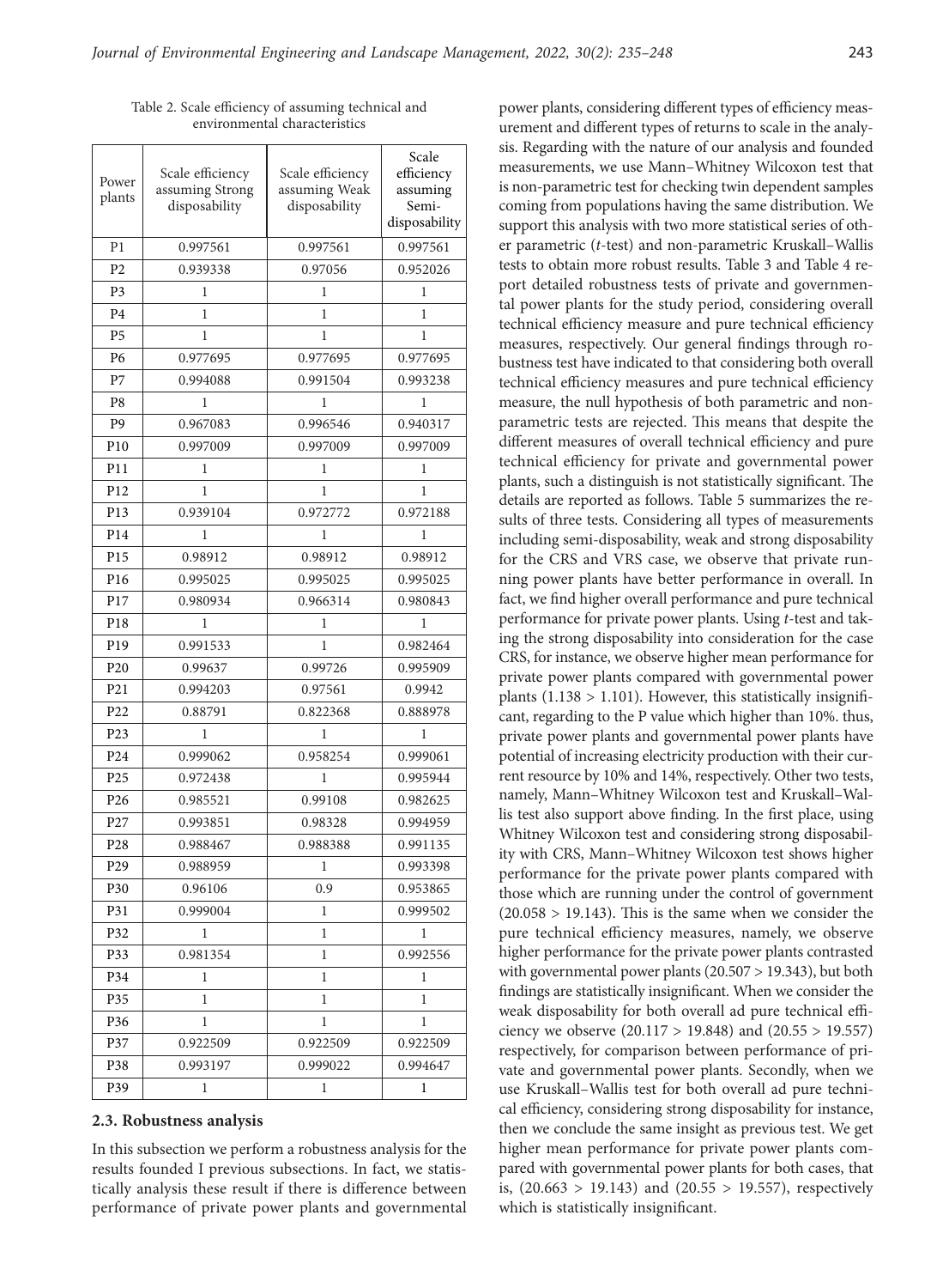Table 2. Scale efficiency of assuming technical and environmental characteristics

| Power plants | Scale efficiency assuming Strong disposability | Scale efficiency assuming Weak disposability | Scale efficiency assuming Semi-disposability |
|---|---|---|---|
| P1 | 0.997561 | 0.997561 | 0.997561 |
| P2 | 0.939338 | 0.97056 | 0.952026 |
| P3 | 1 | 1 | 1 |
| P4 | 1 | 1 | 1 |
| P5 | 1 | 1 | 1 |
| P6 | 0.977695 | 0.977695 | 0.977695 |
| P7 | 0.994088 | 0.991504 | 0.993238 |
| P8 | 1 | 1 | 1 |
| P9 | 0.967083 | 0.996546 | 0.940317 |
| P10 | 0.997009 | 0.997009 | 0.997009 |
| P11 | 1 | 1 | 1 |
| P12 | 1 | 1 | 1 |
| P13 | 0.939104 | 0.972772 | 0.972188 |
| P14 | 1 | 1 | 1 |
| P15 | 0.98912 | 0.98912 | 0.98912 |
| P16 | 0.995025 | 0.995025 | 0.995025 |
| P17 | 0.980934 | 0.966314 | 0.980843 |
| P18 | 1 | 1 | 1 |
| P19 | 0.991533 | 1 | 0.982464 |
| P20 | 0.99637 | 0.99726 | 0.995909 |
| P21 | 0.994203 | 0.97561 | 0.9942 |
| P22 | 0.88791 | 0.822368 | 0.888978 |
| P23 | 1 | 1 | 1 |
| P24 | 0.999062 | 0.958254 | 0.999061 |
| P25 | 0.972438 | 1 | 0.995944 |
| P26 | 0.985521 | 0.99108 | 0.982625 |
| P27 | 0.993851 | 0.98328 | 0.994959 |
| P28 | 0.988467 | 0.988388 | 0.991135 |
| P29 | 0.988959 | 1 | 0.993398 |
| P30 | 0.96106 | 0.9 | 0.953865 |
| P31 | 0.999004 | 1 | 0.999502 |
| P32 | 1 | 1 | 1 |
| P33 | 0.981354 | 1 | 0.992556 |
| P34 | 1 | 1 | 1 |
| P35 | 1 | 1 | 1 |
| P36 | 1 | 1 | 1 |
| P37 | 0.922509 | 0.922509 | 0.922509 |
| P38 | 0.993197 | 0.999022 | 0.994647 |
| P39 | 1 | 1 | 1 |

### 2.3. Robustness analysis

In this subsection we perform a robustness analysis for the results founded I previous subsections. In fact, we statistically analysis these result if there is difference between performance of private power plants and governmental power plants, considering different types of efficiency measurement and different types of returns to scale in the analysis. Regarding with the nature of our analysis and founded measurements, we use Mann–Whitney Wilcoxon test that is non-parametric test for checking twin dependent samples coming from populations having the same distribution. We support this analysis with two more statistical series of other parametric (*t*-test) and non-parametric Kruskall–Wallis tests to obtain more robust results. Table 3 and Table 4 report detailed robustness tests of private and governmental power plants for the study period, considering overall technical efficiency measure and pure technical efficiency measures, respectively. Our general findings through robustness test have indicated to that considering both overall technical efficiency measures and pure technical efficiency measure, the null hypothesis of both parametric and non-parametric tests are rejected. This means that despite the different measures of overall technical efficiency and pure technical efficiency for private and governmental power plants, such a distinguish is not statistically significant. The details are reported as follows. Table 5 summarizes the results of three tests. Considering all types of measurements including semi-disposability, weak and strong disposability for the CRS and VRS case, we observe that private running power plants have better performance in overall. In fact, we find higher overall performance and pure technical performance for private power plants. Using *t*-test and taking the strong disposability into consideration for the case CRS, for instance, we observe higher mean performance for private power plants compared with governmental power plants (1.138 > 1.101). However, this statistically insignificant, regarding to the P value which higher than 10%. thus, private power plants and governmental power plants have potential of increasing electricity production with their current resource by 10% and 14%, respectively. Other two tests, namely, Mann–Whitney Wilcoxon test and Kruskall–Wallis test also support above finding. In the first place, using Whitney Wilcoxon test and considering strong disposability with CRS, Mann–Whitney Wilcoxon test shows higher performance for the private power plants compared with those which are running under the control of government (20.058 > 19.143). This is the same when we consider the pure technical efficiency measures, namely, we observe higher performance for the private power plants contrasted with governmental power plants (20.507 > 19.343), but both findings are statistically insignificant. When we consider the weak disposability for both overall ad pure technical efficiency we observe (20.117 > 19.848) and (20.55 > 19.557) respectively, for comparison between performance of private and governmental power plants. Secondly, when we use Kruskall–Wallis test for both overall ad pure technical efficiency, considering strong disposability for instance, then we conclude the same insight as previous test. We get higher mean performance for private power plants compared with governmental power plants for both cases, that is, (20.663 > 19.143) and (20.55 > 19.557), respectively which is statistically insignificant.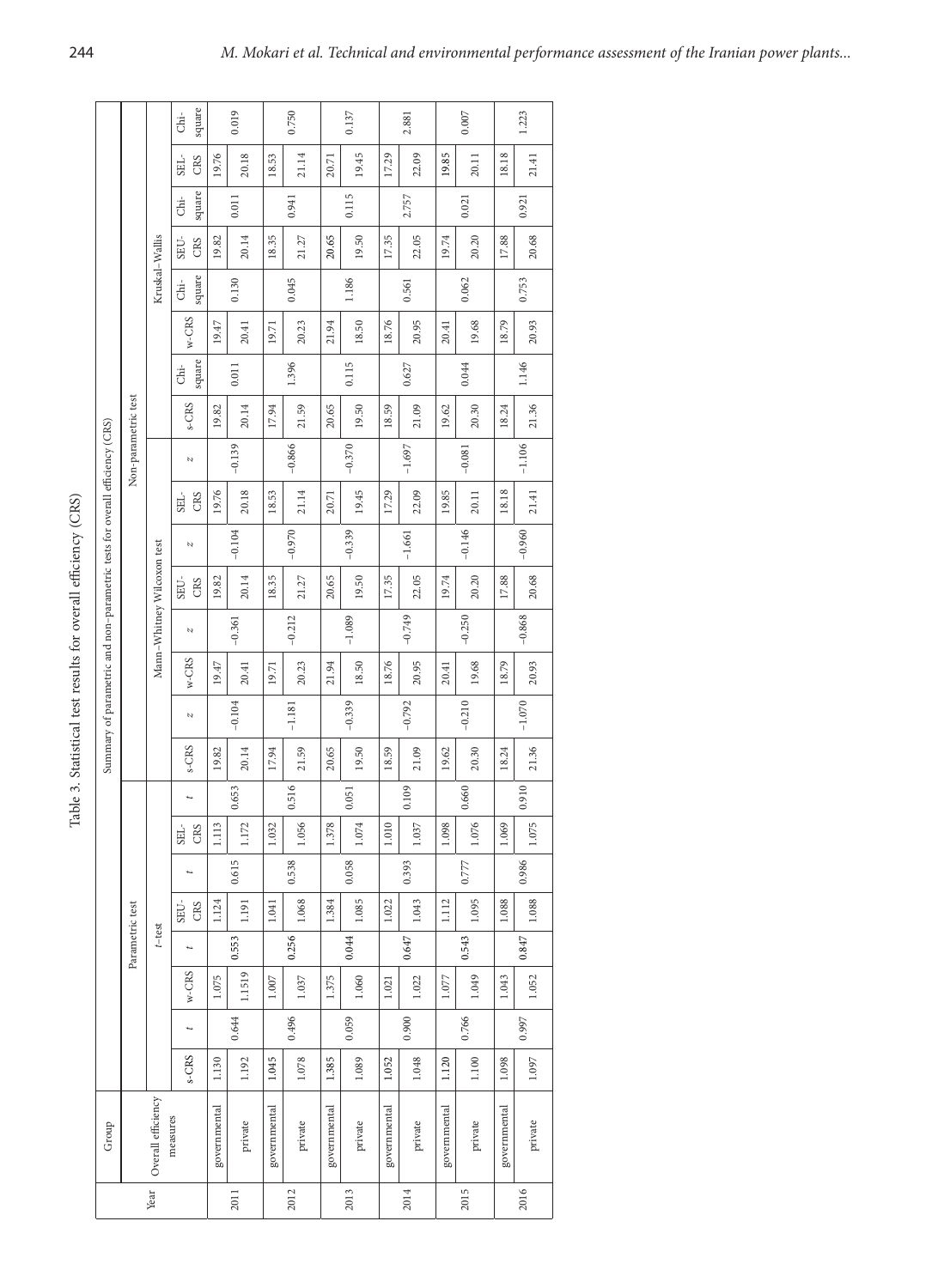Table 3. Statistical test results for overall efficiency (CRS)

| Year | Group | Summary of parametric and non-parametric tests for overall efficiency (CRS) | | | | | | | | | | | | | | | | | | | | | | | | | | | | | | | |
|---|---|---|---|---|---|---|---|---|---|---|---|---|---|---|---|---|---|---|---|---|---|---|---|---|---|---|---|---|---|---|---|---|---|
| | | Parametric test | | | | | | | | Non-parametric test | | | | | | | | | | | | | | | | | | | | | | | |
| | | t-test | | | | | | | | Mann–Whitney Wilcoxon test | | | | | | | | Kruskal–Wallis | | | | | | | | | | | | | | | |
| | Overall efficiency measures | s-CRS | t | w-CRS | t | SEU-CRS | t | SEL-CRS | t | s-CRS | z | w-CRS | z | SEU-CRS | z | SEL-CRS | z | s-CRS | Chi-square | w-CRS | Chi-square | SEU-CRS | Chi-square | SEL-CRS | Chi-square | | | | | | | | |
| 2011 | governmental | 1.130 | 0.644 | 1.075 | 0.553 | 1.124 | 0.615 | 1.113 | 0.653 | 19.82 | −0.104 | 19.47 | −0.361 | 19.82 | −0.104 | 19.76 | −0.139 | 19.82 | 0.011 | 19.47 | 0.130 | 19.82 | 0.011 | 19.76 | 0.019 | | | | | | | | |
| | private | 1.192 | | 1.1519 | | 1.191 | | 1.172 | | 20.14 | | 20.41 | | 20.14 | | 20.18 | | 20.14 | | 20.41 | | 20.14 | | 20.18 | | | | | | | | | |
| 2012 | governmental | 1.045 | 0.496 | 1.007 | 0.256 | 1.041 | 0.538 | 1.032 | 0.516 | 17.94 | −1.181 | 19.71 | −0.212 | 18.35 | −0.970 | 18.53 | −0.866 | 17.94 | 1.396 | 19.71 | 0.045 | 18.35 | 0.941 | 18.53 | 0.750 | | | | | | | | |
| | private | 1.078 | | 1.037 | | 1.068 | | 1.056 | | 21.59 | | 20.23 | | 21.27 | | 21.14 | | 21.59 | | 20.23 | | 21.27 | | 21.14 | | | | | | | | | |
| 2013 | governmental | 1.385 | 0.059 | 1.375 | 0.044 | 1.384 | 0.058 | 1.378 | 0.051 | 20.65 | −0.339 | 21.94 | −1.089 | 20.65 | −0.339 | 20.71 | −0.370 | 20.65 | 0.115 | 21.94 | 1.186 | 20.65 | 0.115 | 20.71 | 0.137 | | | | | | | | |
| | private | 1.089 | | 1.060 | | 1.085 | | 1.074 | | 19.50 | | 18.50 | | 19.50 | | 19.45 | | 19.50 | | 18.50 | | 19.50 | | 19.45 | | | | | | | | | |
| 2014 | governmental | 1.052 | 0.900 | 1.021 | 0.647 | 1.022 | 0.393 | 1.010 | 0.109 | 18.59 | −0.792 | 18.76 | −0.749 | 17.35 | −1.661 | 17.29 | −1.697 | 18.59 | 0.627 | 18.76 | 0.561 | 17.35 | 2.757 | 17.29 | 2.881 | | | | | | | | |
| | private | 1.048 | | 1.022 | | 1.043 | | 1.037 | | 21.09 | | 20.95 | | 22.05 | | 22.09 | | 21.09 | | 20.95 | | 22.05 | | 22.09 | | | | | | | | | |
| 2015 | governmental | 1.120 | 0.766 | 1.077 | 0.543 | 1.112 | 0.777 | 1.098 | 0.660 | 19.62 | −0.210 | 20.41 | −0.250 | 19.74 | −0.146 | 19.85 | −0.081 | 19.62 | 0.044 | 20.41 | 0.062 | 19.74 | 0.021 | 19.85 | 0.007 | | | | | | | | |
| | private | 1.100 | | 1.049 | | 1.095 | | 1.076 | | 20.30 | | 19.68 | | 20.20 | | 20.11 | | 20.30 | | 19.68 | | 20.20 | | 20.11 | | | | | | | | | |
| 2016 | governmental | 1.098 | 0.997 | 1.043 | 0.847 | 1.088 | 0.986 | 1.069 | 0.910 | 18.24 | −1.070 | 18.79 | −0.868 | 17.88 | −0.960 | 18.18 | −1.106 | 18.24 | 1.146 | 18.79 | 0.753 | 17.88 | 0.921 | 18.18 | 1.223 | | | | | | | | |
| | private | 1.097 | | 1.052 | | 1.088 | | 1.075 | | 21.36 | | 20.93 | | 20.68 | | 21.41 | | 21.36 | | 20.93 | | 20.68 | | 21.41 | | | | | | | | | |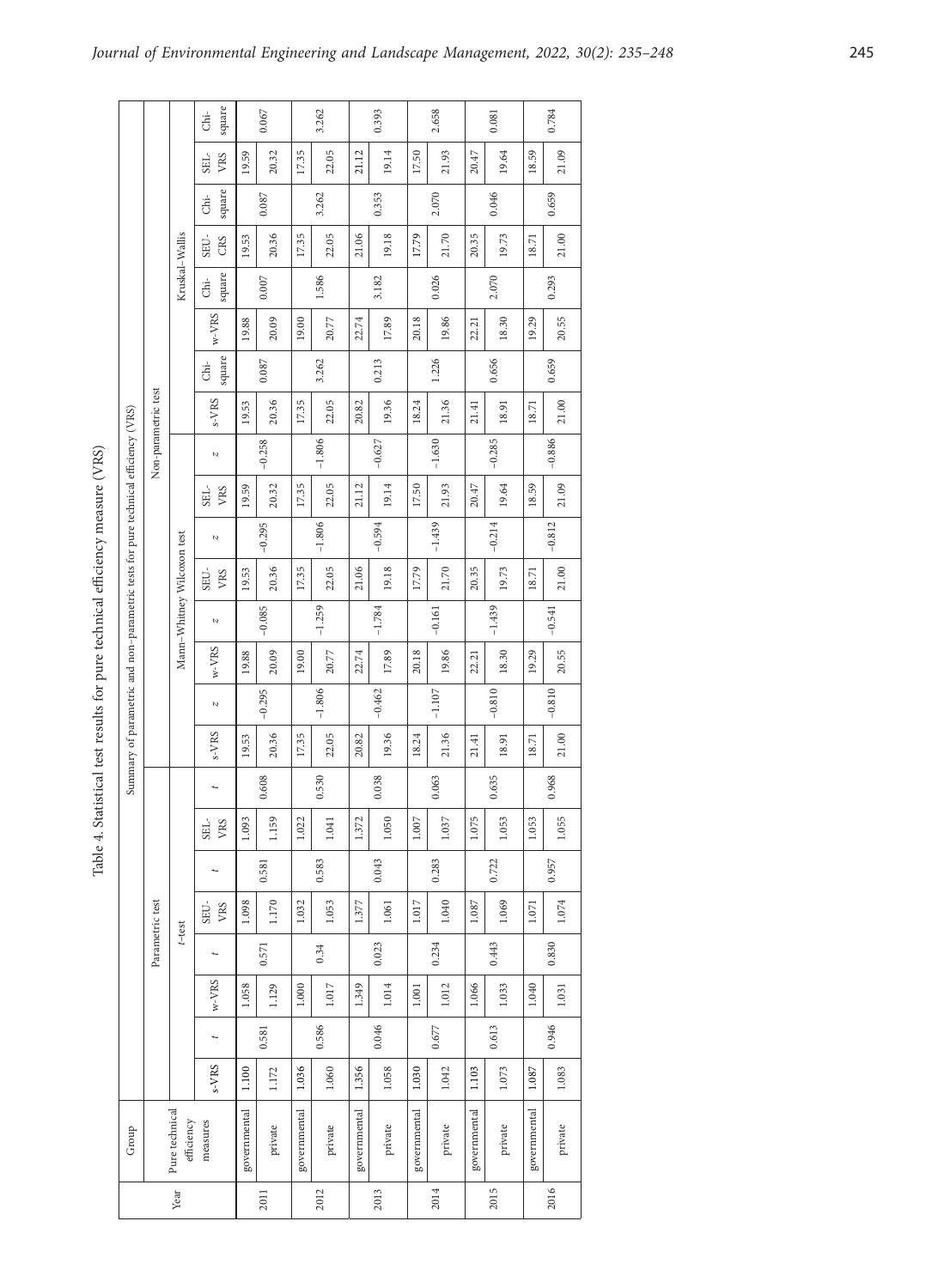Table 4. Statistical test results for pure technical efficiency measure (VRS)

| Year | Group | Summary of parametric and non-parametric tests for pure technical efficiency (VRS) | | | | | | | | | | | | | | | | | | | | | | | |
|---|---|---|---|---|---|---|---|---|---|---|---|---|---|---|---|---|---|---|---|---|---|---|---|---|---|
| | | Parametric test | | | | | | | | Non-parametric test | | | | | | | | | | | | | | | |
| | | *t*-test | | | | | | | | Mann–Whitney Wilcoxon test | | | | | | | | Kruskal–Wallis | | | | | | | |
| | Pure technical efficiency measures | s-VRS | *t* | w-VRS | *t* | SEU-VRS | *t* | SEL-VRS | *t* | s-VRS | *z* | w-VRS | *z* | SEU-VRS | *z* | SEL-VRS | *z* | s-VRS | Chi-square | w-VRS | Chi-square | SEU-CRS | Chi-square | SEL-VRS | Chi-square |
| 2011 | governmental | 1.100 | 0.581 | 1.058 | 0.571 | 1.098 | 0.581 | 1.093 | 0.608 | 19.53 | −0.295 | 19.88 | −0.085 | 19.53 | −0.295 | 19.59 | −0.258 | 19.53 | 0.087 | 19.88 | 0.007 | 19.53 | 0.087 | 19.59 | 0.067 |
| | private | 1.172 | | 1.129 | | 1.170 | | 1.159 | | 20.36 | | 20.09 | | 20.36 | | 20.32 | | 20.36 | | 20.09 | | 20.36 | | 20.32 | |
| 2012 | governmental | 1.036 | 0.586 | 1.000 | 0.34 | 1.032 | 0.583 | 1.022 | 0.530 | 17.35 | −1.806 | 19.00 | −1.259 | 17.35 | −1.806 | 17.35 | −1.806 | 17.35 | 3.262 | 19.00 | 1.586 | 17.35 | 3.262 | 17.35 | 3.262 |
| | private | 1.060 | | 1.017 | | 1.053 | | 1.041 | | 22.05 | | 20.77 | | 22.05 | | 22.05 | | 22.05 | | 20.77 | | 22.05 | | 22.05 | |
| 2013 | governmental | 1.356 | 0.046 | 1.349 | 0.023 | 1.377 | 0.043 | 1.372 | 0.038 | 20.82 | −0.462 | 22.74 | −1.784 | 21.06 | −0.594 | 21.12 | −0.627 | 20.82 | 0.213 | 22.74 | 3.182 | 21.06 | 0.353 | 21.12 | 0.393 |
| | private | 1.058 | | 1.014 | | 1.061 | | 1.050 | | 19.36 | | 17.89 | | 19.18 | | 19.14 | | 19.36 | | 17.89 | | 19.18 | | 19.14 | |
| 2014 | governmental | 1.030 | 0.677 | 1.001 | 0.234 | 1.017 | 0.283 | 1.007 | 0.063 | 18.24 | −1.107 | 20.18 | −0.161 | 17.79 | −1.439 | 17.50 | −1.630 | 18.24 | 1.226 | 20.18 | 0.026 | 17.79 | 2.070 | 17.50 | 2.658 |
| | private | 1.042 | | 1.012 | | 1.040 | | 1.037 | | 21.36 | | 19.86 | | 21.70 | | 21.93 | | 21.36 | | 19.86 | | 21.70 | | 21.93 | |
| 2015 | governmental | 1.103 | 0.613 | 1.066 | 0.443 | 1.087 | 0.722 | 1.075 | 0.635 | 21.41 | −0.810 | 22.21 | −1.439 | 20.35 | −0.214 | 20.47 | −0.285 | 21.41 | 0.656 | 22.21 | 2.070 | 20.35 | 0.046 | 20.47 | 0.081 |
| | private | 1.073 | | 1.033 | | 1.069 | | 1.053 | | 18.91 | | 18.30 | | 19.73 | | 19.64 | | 18.91 | | 18.30 | | 19.73 | | 19.64 | |
| 2016 | governmental | 1.087 | 0.946 | 1.040 | 0.830 | 1.071 | 0.957 | 1.053 | 0.968 | 18.71 | −0.810 | 19.29 | −0.541 | 18.71 | −0.812 | 18.59 | −0.886 | 18.71 | 0.659 | 19.29 | 0.293 | 18.71 | 0.659 | 18.59 | 0.784 |
| | private | 1.083 | | 1.031 | | 1.074 | | 1.055 | | 21.00 | | 20.55 | | 21.00 | | 21.09 | | 21.00 | | 20.55 | | 21.00 | | 21.09 | |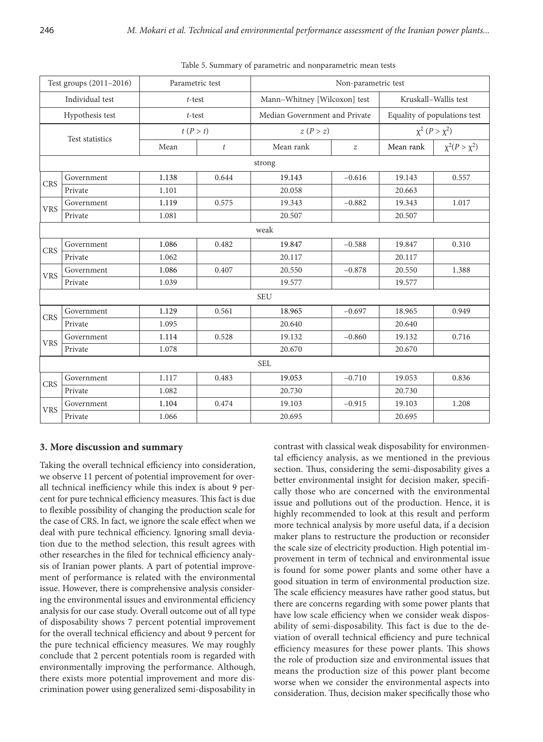Table 5. Summary of parametric and nonparametric mean tests

| Test groups (2011–2016) | | Parametric test | | Non-parametric test | | | |
|---|---|---|---|---|---|---|---|
| Individual test | | *t*-test | | Mann–Whitney [Wilcoxon] test | | Kruskall–Wallis test | |
| Hypothesis test | | *t*-test | | Median Government and Private | | Equality of populations test | |
| Test statistics | | $t\ (P > t)$ | | $z\ (P > z)$ | | $\chi^2\ (P > \chi^2)$ | |
| | | Mean | $t$ | Mean rank | $z$ | Mean rank | $\chi^2 (P > \chi^2)$ |
| strong | | | | | | | |
| CRS | Government | 1.138 | 0.644 | 19.143 | −0.616 | 19.143 | 0.557 |
| | Private | 1.101 | | 20.058 | | 20.663 | |
| VRS | Government | 1.119 | 0.575 | 19.343 | −0.882 | 19.343 | 1.017 |
| | Private | 1.081 | | 20.507 | | 20.507 | |
| weak | | | | | | | |
| CRS | Government | 1.086 | 0.482 | 19.847 | −0.588 | 19.847 | 0.310 |
| | Private | 1.062 | | 20.117 | | 20.117 | |
| VRS | Government | 1.086 | 0.407 | 20.550 | −0.878 | 20.550 | 1.388 |
| | Private | 1.039 | | 19.577 | | 19.577 | |
| SEU | | | | | | | |
| CRS | Government | 1.129 | 0.561 | 18.965 | −0.697 | 18.965 | 0.949 |
| | Private | 1.095 | | 20.640 | | 20.640 | |
| VRS | Government | 1.114 | 0.528 | 19.132 | −0.860 | 19.132 | 0.716 |
| | Private | 1.078 | | 20.670 | | 20.670 | |
| SEL | | | | | | | |
| CRS | Government | 1.117 | 0.483 | 19.053 | −0.710 | 19.053 | 0.836 |
| | Private | 1.082 | | 20.730 | | 20.730 | |
| VRS | Government | 1.104 | 0.474 | 19.103 | −0.915 | 19.103 | 1.208 |
| | Private | 1.066 | | 20.695 | | 20.695 | |

## 3. More discussion and summary

Taking the overall technical efficiency into consideration, we observe 11 percent of potential improvement for overall technical inefficiency while this index is about 9 percent for pure technical efficiency measures. This fact is due to flexible possibility of changing the production scale for the case of CRS. In fact, we ignore the scale effect when we deal with pure technical efficiency. Ignoring small deviation due to the method selection, this result agrees with other researches in the filed for technical efficiency analysis of Iranian power plants. A part of potential improvement of performance is related with the environmental issue. However, there is comprehensive analysis considering the environmental issues and environmental efficiency analysis for our case study. Overall outcome out of all type of disposability shows 7 percent potential improvement for the overall technical efficiency and about 9 percent for the pure technical efficiency measures. We may roughly conclude that 2 percent potentials room is regarded with environmentally improving the performance. Although, there exists more potential improvement and more discrimination power using generalized semi-disposability in contrast with classical weak disposability for environmental efficiency analysis, as we mentioned in the previous section. Thus, considering the semi-disposability gives a better environmental insight for decision maker, specifically those who are concerned with the environmental issue and pollutions out of the production. Hence, it is highly recommended to look at this result and perform more technical analysis by more useful data, if a decision maker plans to restructure the production or reconsider the scale size of electricity production. High potential improvement in term of technical and environmental issue is found for some power plants and some other have a good situation in term of environmental production size. The scale efficiency measures have rather good status, but there are concerns regarding with some power plants that have low scale efficiency when we consider weak disposability of semi-disposability. This fact is due to the deviation of overall technical efficiency and pure technical efficiency measures for these power plants. This shows the role of production size and environmental issues that means the production size of this power plant become worse when we consider the environmental aspects into consideration. Thus, decision maker specifically those who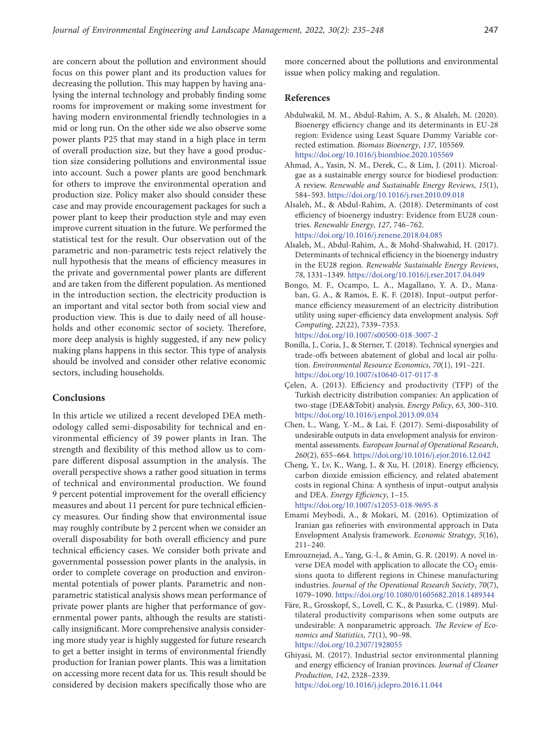are concern about the pollution and environment should focus on this power plant and its production values for decreasing the pollution. This may happen by having analysing the internal technology and probably finding some rooms for improvement or making some investment for having modern environmental friendly technologies in a mid or long run. On the other side we also observe some power plants P25 that may stand in a high place in term of overall production size, but they have a good production size considering pollutions and environmental issue into account. Such a power plants are good benchmark for others to improve the environmental operation and production size. Policy maker also should consider these case and may provide encouragement packages for such a power plant to keep their production style and may even improve current situation in the future. We performed the statistical test for the result. Our observation out of the parametric and non-parametric tests reject relatively the null hypothesis that the means of efficiency measures in the private and governmental power plants are different and are taken from the different population. As mentioned in the introduction section, the electricity production is an important and vital sector both from social view and production view. This is due to daily need of all households and other economic sector of society. Therefore, more deep analysis is highly suggested, if any new policy making plans happens in this sector. This type of analysis should be involved and consider other relative economic sectors, including households.

## Conclusions

In this article we utilized a recent developed DEA methodology called semi-disposability for technical and environmental efficiency of 39 power plants in Iran. The strength and flexibility of this method allow us to compare different disposal assumption in the analysis. The overall perspective shows a rather good situation in terms of technical and environmental production. We found 9 percent potential improvement for the overall efficiency measures and about 11 percent for pure technical efficiency measures. Our finding show that environmental issue may roughly contribute by 2 percent when we consider an overall disposability for both overall efficiency and pure technical efficiency cases. We consider both private and governmental possession power plants in the analysis, in order to complete coverage on production and environmental potentials of power plants. Parametric and non-parametric statistical analysis shows mean performance of private power plants are higher that performance of governmental power pants, although the results are statistically insignificant. More comprehensive analysis considering more study year is highly suggested for future research to get a better insight in terms of environmental friendly production for Iranian power plants. This was a limitation on accessing more recent data for us. This result should be considered by decision makers specifically those who are more concerned about the pollutions and environmental issue when policy making and regulation.

## References

Abdulwakil, M. M., Abdul-Rahim, A. S., & Alsaleh, M. (2020). Bioenergy efficiency change and its determinants in EU-28 region: Evidence using Least Square Dummy Variable corrected estimation. *Biomass Bioenergy*, *137*, 105569. https://doi.org/10.1016/j.biombioe.2020.105569

Ahmad, A., Yasin, N. M., Derek, C., & Lim, J. (2011). Microalgae as a sustainable energy source for biodiesel production: A review. *Renewable and Sustainable Energy Reviews*, *15*(1), 584–593. https://doi.org/10.1016/j.rser.2010.09.018

Alsaleh, M., & Abdul-Rahim, A. (2018). Determinants of cost efficiency of bioenergy industry: Evidence from EU28 countries. *Renewable Energy*, *127*, 746–762. https://doi.org/10.1016/j.renene.2018.04.085

Alsaleh, M., Abdul-Rahim, A., & Mohd-Shahwahid, H. (2017). Determinants of technical efficiency in the bioenergy industry in the EU28 region. *Renewable Sustainable Energy Reviews*, *78*, 1331–1349. https://doi.org/10.1016/j.rser.2017.04.049

Bongo, M. F., Ocampo, L. A., Magallano, Y. A. D., Manaban, G. A., & Ramos, E. K. F. (2018). Input–output performance efficiency measurement of an electricity distribution utility using super-efficiency data envelopment analysis. *Soft Computing*, *22*(22), 7339–7353. https://doi.org/10.1007/s00500-018-3007-2

Bonilla, J., Coria, J., & Sterner, T. (2018). Technical synergies and trade-offs between abatement of global and local air pollution. *Environmental Resource Economics*, *70*(1), 191–221. https://doi.org/10.1007/s10640-017-0117-8

Çelen, A. (2013). Efficiency and productivity (TFP) of the Turkish electricity distribution companies: An application of two-stage (DEA&Tobit) analysis. *Energy Policy*, *63*, 300–310. https://doi.org/10.1016/j.enpol.2013.09.034

Chen, L., Wang, Y.-M., & Lai, F. (2017). Semi-disposability of undesirable outputs in data envelopment analysis for environmental assessments. *European Journal of Operational Research*, *260*(2), 655–664. https://doi.org/10.1016/j.ejor.2016.12.042

Cheng, Y., Lv, K., Wang, J., & Xu, H. (2018). Energy efficiency, carbon dioxide emission efficiency, and related abatement costs in regional China: A synthesis of input–output analysis and DEA. *Energy Efficiency*, 1–15. https://doi.org/10.1007/s12053-018-9695-8

Emami Meybodi, A., & Mokari, M. (2016). Optimization of Iranian gas refineries with environmental approach in Data Envelopment Analysis framework. *Economic Strategy*, *5*(16), 211–240.

Emrouznejad, A., Yang, G.-l., & Amin, G. R. (2019). A novel inverse DEA model with application to allocate the $CO_2$ emissions quota to different regions in Chinese manufacturing industries. *Journal of the Operational Research Society*, *70*(7), 1079–1090. https://doi.org/10.1080/01605682.2018.1489344

Färe, R., Grosskopf, S., Lovell, C. K., & Pasurka, C. (1989). Multilateral productivity comparisons when some outputs are undesirable: A nonparametric approach. *The Review of Economics and Statistics*, *71*(1), 90–98. https://doi.org/10.2307/1928055

Ghiyasi, M. (2017). Industrial sector environmental planning and energy efficiency of Iranian provinces. *Journal of Cleaner Production*, *142*, 2328–2339. https://doi.org/10.1016/j.jclepro.2016.11.044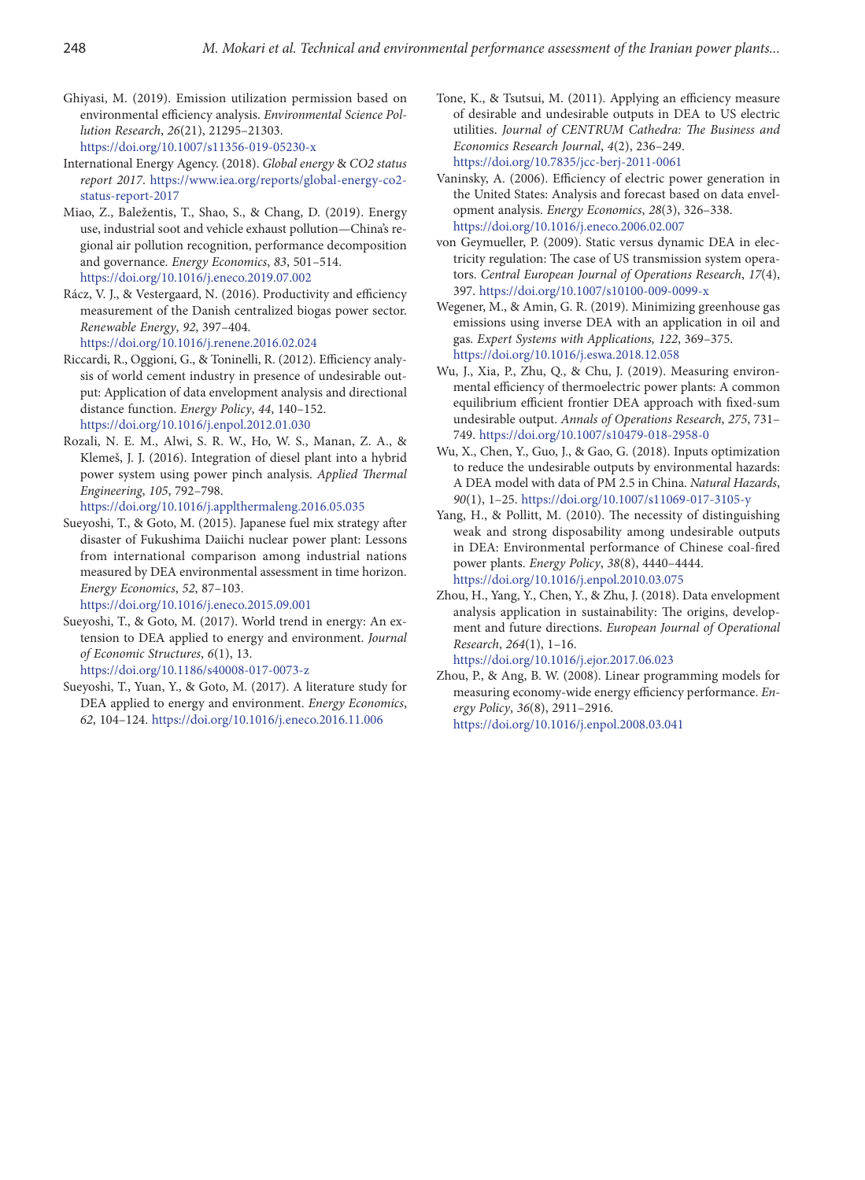Ghiyasi, M. (2019). Emission utilization permission based on environmental efficiency analysis. *Environmental Science Pollution Research*, *26*(21), 21295–21303. https://doi.org/10.1007/s11356-019-05230-x

International Energy Agency. (2018). *Global energy & CO2 status report 2017*. https://www.iea.org/reports/global-energy-co2-status-report-2017

Miao, Z., Baležentis, T., Shao, S., & Chang, D. (2019). Energy use, industrial soot and vehicle exhaust pollution—China's regional air pollution recognition, performance decomposition and governance. *Energy Economics*, *83*, 501–514. https://doi.org/10.1016/j.eneco.2019.07.002

Rácz, V. J., & Vestergaard, N. (2016). Productivity and efficiency measurement of the Danish centralized biogas power sector. *Renewable Energy*, *92*, 397–404. https://doi.org/10.1016/j.renene.2016.02.024

Riccardi, R., Oggioni, G., & Toninelli, R. (2012). Efficiency analysis of world cement industry in presence of undesirable output: Application of data envelopment analysis and directional distance function. *Energy Policy*, *44*, 140–152. https://doi.org/10.1016/j.enpol.2012.01.030

Rozali, N. E. M., Alwi, S. R. W., Ho, W. S., Manan, Z. A., & Klemeš, J. J. (2016). Integration of diesel plant into a hybrid power system using power pinch analysis. *Applied Thermal Engineering*, *105*, 792–798. https://doi.org/10.1016/j.applthermaleng.2016.05.035

Sueyoshi, T., & Goto, M. (2015). Japanese fuel mix strategy after disaster of Fukushima Daiichi nuclear power plant: Lessons from international comparison among industrial nations measured by DEA environmental assessment in time horizon. *Energy Economics*, *52*, 87–103. https://doi.org/10.1016/j.eneco.2015.09.001

Sueyoshi, T., & Goto, M. (2017). World trend in energy: An extension to DEA applied to energy and environment. *Journal of Economic Structures*, *6*(1), 13. https://doi.org/10.1186/s40008-017-0073-z

Sueyoshi, T., Yuan, Y., & Goto, M. (2017). A literature study for DEA applied to energy and environment. *Energy Economics*, *62*, 104–124. https://doi.org/10.1016/j.eneco.2016.11.006

Tone, K., & Tsutsui, M. (2011). Applying an efficiency measure of desirable and undesirable outputs in DEA to US electric utilities. *Journal of CENTRUM Cathedra: The Business and Economics Research Journal*, *4*(2), 236–249. https://doi.org/10.7835/jcc-berj-2011-0061

Vaninsky, A. (2006). Efficiency of electric power generation in the United States: Analysis and forecast based on data envelopment analysis. *Energy Economics*, *28*(3), 326–338. https://doi.org/10.1016/j.eneco.2006.02.007

von Geymueller, P. (2009). Static versus dynamic DEA in electricity regulation: The case of US transmission system operators. *Central European Journal of Operations Research*, *17*(4), 397. https://doi.org/10.1007/s10100-009-0099-x

Wegener, M., & Amin, G. R. (2019). Minimizing greenhouse gas emissions using inverse DEA with an application in oil and gas. *Expert Systems with Applications, 122*, 369–375. https://doi.org/10.1016/j.eswa.2018.12.058

Wu, J., Xia, P., Zhu, Q., & Chu, J. (2019). Measuring environmental efficiency of thermoelectric power plants: A common equilibrium efficient frontier DEA approach with fixed-sum undesirable output. *Annals of Operations Research*, *275*, 731–749. https://doi.org/10.1007/s10479-018-2958-0

Wu, X., Chen, Y., Guo, J., & Gao, G. (2018). Inputs optimization to reduce the undesirable outputs by environmental hazards: A DEA model with data of PM 2.5 in China. *Natural Hazards*, *90*(1), 1–25. https://doi.org/10.1007/s11069-017-3105-y

Yang, H., & Pollitt, M. (2010). The necessity of distinguishing weak and strong disposability among undesirable outputs in DEA: Environmental performance of Chinese coal-fired power plants. *Energy Policy*, *38*(8), 4440–4444. https://doi.org/10.1016/j.enpol.2010.03.075

Zhou, H., Yang, Y., Chen, Y., & Zhu, J. (2018). Data envelopment analysis application in sustainability: The origins, development and future directions. *European Journal of Operational Research*, *264*(1), 1–16. https://doi.org/10.1016/j.ejor.2017.06.023

Zhou, P., & Ang, B. W. (2008). Linear programming models for measuring economy-wide energy efficiency performance. *Energy Policy*, *36*(8), 2911–2916. https://doi.org/10.1016/j.enpol.2008.03.041